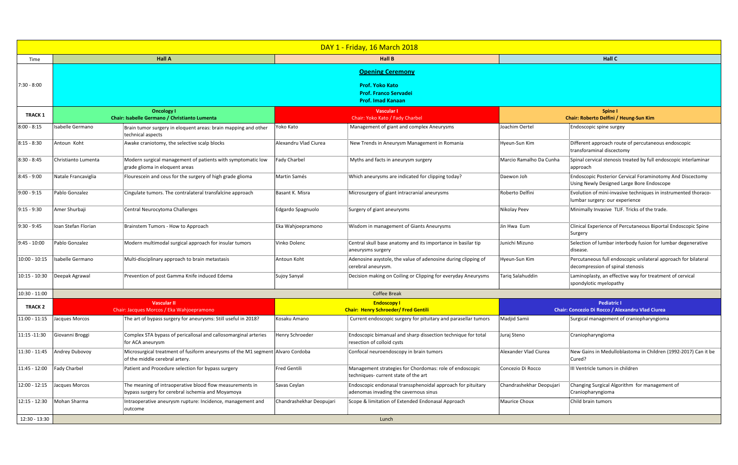# DAY 1 - Friday, 16 March 2018

| Time | Hall A | | Hall B | | Hall C | |
|---|---|---|---|---|---|---|
| 7:30 - 8:00 | **Opening Ceremony** Prof. Yoko Kato, Prof. Franco Servadei, Prof. Imad Kanaan | | | | | |
| **TRACK 1** | **Oncology I** Chair: Isabelle Germano / Christianto Lumenta | | **Vascular I** Chair: Yoko Kato / Fady Charbel | | **Spine I** Chair: Roberto Delfini / Heung-Sun Kim | |
| 8:00 - 8:15 | Isabelle Germano | Brain tumor surgery in eloquent areas: brain mapping and other technical aspects | Yoko Kato | Management of giant and complex Aneurysms | Joachim Oertel | Endoscopic spine surgey |
| 8:15 - 8:30 | Antoun Koht | Awake craniotomy, the selective scalp blocks | Alexandru Vlad Ciurea | New Trends in Aneurysm Management in Romania | Hyeun-Sun Kim | Different approach route of percutaneous endoscopic transforaminal discectomy |
| 8:30 - 8:45 | Christianto Lumenta | Modern surgical management of patients with symptomatic low grade glioma in eloquent areas | Fady Charbel | Myths and facts in aneurysm surgery | Marcio Ramalho Da Cunha | Spinal cervical stenosis treated by full endoscopic interlaminar approach |
| 8:45 - 9:00 | Natale Francaviglia | Flourescein and ceus for the surgery of high grade glioma | Martin Samés | Which aneurysms are indicated for clipping today? | Daewon Joh | Endoscopic Posterior Cervical Foraminotomy And Discectomy Using Newly Designed Large Bore Endoscope |
| 9:00 - 9:15 | Pablo Gonzalez | Cingulate tumors. The contralateral transfalcine approach | Basant K. Misra | Microsurgery of giant intracranial aneurysms | Roberto Delfini | Evolution of mini-invasive techniques in instrumented thoraco-lumbar surgery: our experience |
| 9:15 - 9:30 | Amer Shurbaji | Central Neurocytoma Challenges | Edgardo Spagnuolo | Surgery of giant aneurysms | Nikolay Peev | Minimally Invasive TLIF. Tricks of the trade. |
| 9:30 - 9:45 | Ioan Stefan Florian | Brainstem Tumors - How to Approach | Eka Wahjoepramono | Wisdom in management of Giants Aneurysms | Jin Hwa Eum | Clinical Experience of Percutaneous Biportal Endoscopic Spine Surgery |
| 9:45 - 10:00 | Pablo Gonzalez | Modern multimodal surgical approach for insular tumors | Vinko Dolenc | Central skull base anatomy and its importance in basilar tip aneurysms surgery | Junichi Mizuno | Selection of lumbar interbody fusion for lumbar degenerative disease. |
| 10:00 - 10:15 | Isabelle Germano | Multi-disciplinary approach to brain metastasis | Antoun Koht | Adenosine asystole, the value of adenosine during clipping of cerebral aneurysm. | Hyeun-Sun Kim | Percutaneous full endoscopic unilateral approach for bilateral decompression of spinal stenosis |
| 10:15 - 10:30 | Deepak Agrawal | Prevention of post Gamma Knife induced Edema | Sujoy Sanyal | Decision making on Coiling or Clipping for everyday Aneurysms | Tariq Salahuddin | Laminoplasty, an effective way for treatment of cervical spondylotic myelopathy |
| 10:30 - 11:00 | Coffee Break | | | | | |
| **TRACK 2** | **Vascular II** Chair: Jacques Morcos / Eka Wahjoepramono | | **Endoscopy I** Chair: Henry Schroeder/ Fred Gentili | | **Pediatric I** Chair: Concezio Di Rocco / Alexandru Vlad Ciurea | |
| 11:00 - 11:15 | Jacques Morcos | The art of bypass surgery for aneurysms: Still useful in 2018? | Kosaku Amano | Current endoscopic surgery for pituitary and parasellar tumors | Madjid Samii | Surgical management of craniopharyngioma |
| 11:15 -11:30 | Giovanni Broggi | Complex STA bypass of pericallosal and callosomarginal arteries for ACA aneurysm | Henry Schroeder | Endoscopic bimanual and sharp dissection technique for total resection of colloid cysts | Juraj Steno | Craniopharyngioma |
| 11:30 - 11:45 | Andrey Dubovoy | Microsurgical treatment of fusiform aneurysms of the M1 segment of the middle cerebral artery. | Alvaro Cordoba | Confocal neuroendoscopy in brain tumors | Alexander Vlad Ciurea | New Gains in Medulloblastoma in Children (1992-2017) Can it be Cured? |
| 11:45 - 12:00 | Fady Charbel | Patient and Procedure selection for bypass surgery | Fred Gentili | Management strategies for Chordomas: role of endoscopic techniques- current state of the art | Concezio Di Rocco | III Ventricle tumors in children |
| 12:00 - 12:15 | Jacques Morcos | The meaning of intraoperative blood flow measurements in bypass surgery for cerebral ischemia and Moyamoya | Savas Ceylan | Endoscopic endonasal transsphenoidal approach for pituitary adenomas invading the cavernous sinus | Chandrashekhar Deopujari | Changing Surgical Algorithm for management of Craniopharyngioma |
| 12:15 - 12:30 | Mohan Sharma | Intraoperative aneurysm rupture: Incidence, management and outcome | Chandrashekhar Deopujari | Scope & limitation of Extended Endonasal Approach | Maurice Choux | Child brain tumors |
| 12:30 - 13:30 | Lunch | | | | | |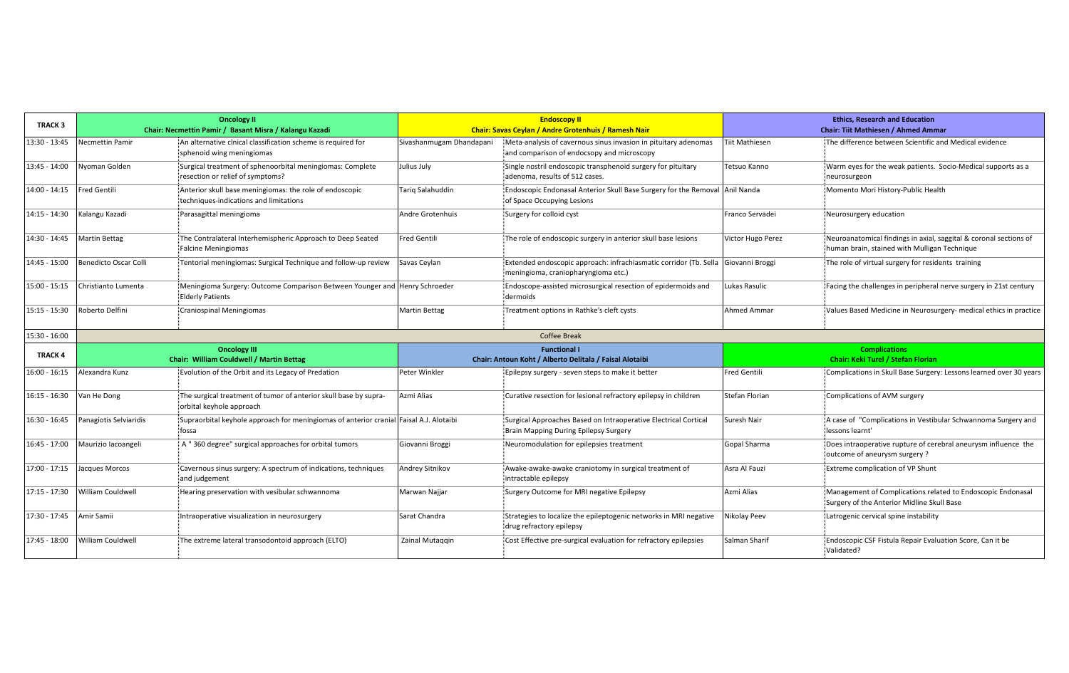| TRACK 3 | Oncology II<br>Chair: Necmettin Pamir / Basant Misra / Kalangu Kazadi | | Endoscopy II<br>Chair: Savas Ceylan / Andre Grotenhuis / Ramesh Nair | | Ethics, Research and Education<br>Chair: Tiit Mathiesen / Ahmed Ammar | |
|---|---|---|---|---|---|---|
| 13:30 - 13:45 | Necmettin Pamir | An alternative clnical classification scheme is required for sphenoid wing meningiomas | Sivashanmugam Dhandapani | Meta-analysis of cavernous sinus invasion in pituitary adenomas and comparison of endocsopy and microscopy | Tiit Mathiesen | The difference between Scientific and Medical evidence |
| 13:45 - 14:00 | Nyoman Golden | Surgical treatment of sphenoorbital meningiomas: Complete resection or relief of symptoms? | Julius July | Single nostril endoscopic transphenoid surgery for pituitary adenoma, results of 512 cases. | Tetsuo Kanno | Warm eyes for the weak patients. Socio-Medical supports as a neurosurgeon |
| 14:00 - 14:15 | Fred Gentili | Anterior skull base meningiomas: the role of endoscopic techniques-indications and limitations | Tariq Salahuddin | Endoscopic Endonasal Anterior Skull Base Surgery for the Removal of Space Occupying Lesions | Anil Nanda | Momento Mori History-Public Health |
| 14:15 - 14:30 | Kalangu Kazadi | Parasagittal meningioma | Andre Grotenhuis | Surgery for colloid cyst | Franco Servadei | Neurosurgery education |
| 14:30 - 14:45 | Martin Bettag | The Contralateral Interhemispheric Approach to Deep Seated Falcine Meningiomas | Fred Gentili | The role of endoscopic surgery in anterior skull base lesions | Victor Hugo Perez | Neuroanatomical findings in axial, saggital & coronal sections of human brain, stained with Mulligan Technique |
| 14:45 - 15:00 | Benedicto Oscar Colli | Tentorial meningiomas: Surgical Technique and follow-up review | Savas Ceylan | Extended endoscopic approach: infrachiasmatic corridor (Tb. Sella meningioma, craniopharyngioma etc.) | Giovanni Broggi | The role of virtual surgery for residents training |
| 15:00 - 15:15 | Christianto Lumenta | Meningioma Surgery: Outcome Comparison Between Younger and Elderly Patients | Henry Schroeder | Endoscope-assisted microsurgical resection of epidermoids and dermoids | Lukas Rasulic | Facing the challenges in peripheral nerve surgery in 21st century |
| 15:15 - 15:30 | Roberto Delfini | Craniospinal Meningiomas | Martin Bettag | Treatment options in Rathke's cleft cysts | Ahmed Ammar | Values Based Medicine in Neurosurgery- medical ethics in practice |
| 15:30 - 16:00 | Coffee Break | | | | | |
| TRACK 4 | Oncology III<br>Chair: William Couldwell / Martin Bettag | | Functional I<br>Chair: Antoun Koht / Alberto Delitala / Faisal Alotaibi | | Complications<br>Chair: Keki Turel / Stefan Florian | |
| 16:00 - 16:15 | Alexandra Kunz | Evolution of the Orbit and its Legacy of Predation | Peter Winkler | Epilepsy surgery - seven steps to make it better | Fred Gentili | Complications in Skull Base Surgery: Lessons learned over 30 years |
| 16:15 - 16:30 | Van He Dong | The surgical treatment of tumor of anterior skull base by supra-orbital keyhole approach | Azmi Alias | Curative resection for lesional refractory epilepsy in children | Stefan Florian | Complications of AVM surgery |
| 16:30 - 16:45 | Panagiotis Selviaridis | Supraorbital keyhole approach for meningiomas of anterior cranial fossa | Faisal A.J. Alotaibi | Surgical Approaches Based on Intraoperative Electrical Cortical Brain Mapping During Epilepsy Surgery | Suresh Nair | A case of "Complications in Vestibular Schwannoma Surgery and lessons learnt' |
| 16:45 - 17:00 | Maurizio Iacoangeli | A " 360 degree" surgical approaches for orbital tumors | Giovanni Broggi | Neuromodulation for epilepsies treatment | Gopal Sharma | Does intraoperative rupture of cerebral aneurysm influence the outcome of aneurysm surgery ? |
| 17:00 - 17:15 | Jacques Morcos | Cavernous sinus surgery: A spectrum of indications, techniques and judgement | Andrey Sitnikov | Awake-awake-awake craniotomy in surgical treatment of intractable epilepsy | Asra Al Fauzi | Extreme complication of VP Shunt |
| 17:15 - 17:30 | William Couldwell | Hearing preservation with vesibular schwannoma | Marwan Najjar | Surgery Outcome for MRI negative Epilepsy | Azmi Alias | Management of Complications related to Endoscopic Endonasal Surgery of the Anterior Midline Skull Base |
| 17:30 - 17:45 | Amir Samii | Intraoperative visualization in neurosurgery | Sarat Chandra | Strategies to localize the epileptogenic networks in MRI negative drug refractory epilepsy | Nikolay Peev | Iatrogenic cervical spine instability |
| 17:45 - 18:00 | William Couldwell | The extreme lateral transodontoid approach (ELTO) | Zainal Mutaqqin | Cost Effective pre-surgical evaluation for refractory epilepsies | Salman Sharif | Endoscopic CSF Fistula Repair Evaluation Score, Can it be Validated? |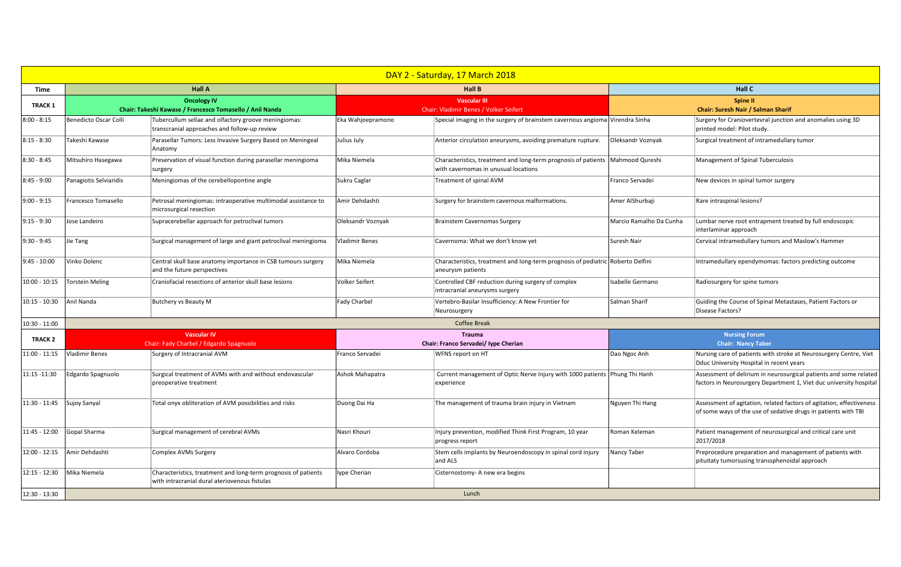| DAY 2 - Saturday, 17 March 2018 | | | | | | |
|---|---|---|---|---|---|---|
| **Time** | **Hall A** | | **Hall B** | | **Hall C** | |
| **TRACK 1** | **Oncology IV** Chair: Takeshi Kawase / Francesco Tomasello / Anil Nanda | | **Vascular III** Chair: Vladimir Benes / Volker Seifert | | **Spine II** Chair: Suresh Nair / Salman Sharif | |
| 8:00 - 8:15 | Benedicto Oscar Colli | Tubercullum sellae and olfactory groove meningiomas: transcranial approaches and follow-up review | Eka Wahjoepramono | Special imaging in the surgery of brainstem cavernous angioma | Virendra Sinha | Surgery for Craniovertevral junction and anomalies using 3D printed model: Pilot study. |
| 8:15 - 8:30 | Takeshi Kawase | Parasellar Tumors: Less Invasive Surgery Based on Meningeal Anatomy | Julius July | Anterior circulation aneurysms, avoiding premature rupture. | Oleksandr Voznyak | Surgical treatment of intramedullary tumor |
| 8:30 - 8:45 | Mitsuhiro Hasegawa | Preservation of visual function during parasellar meningioma surgery | Mika Niemela | Characteristics, treatment and long-term prognosis of patients with cavernomas in unusual locations | Mahmood Qureshi | Management of Spinal Tuberculosis |
| 8:45 - 9:00 | Panagiotis Selviaridis | Meningiomas of the cerebellopontine angle | Sukru Caglar | Treatment of spinal AVM | Franco Servadei | New devices in spinal tumor surgery |
| 9:00 - 9:15 | Francesco Tomasello | Petrosal meningiomas: intraoperative multimodal assistance to microsurgical resection | Amir Dehdashti | Surgery for brainstem cavernous malformations. | Amer AlShurbaji | Rare intraspinal lesions? |
| 9:15 - 9:30 | Jose Landeiro | Supracerebellar approach for petroclival tumors | Oleksandr Voznyak | Brainstem Cavernomas Surgery | Marcio Ramalho Da Cunha | Lumbar nerve root entrapment treated by full endoscopic interlaminar approach |
| 9:30 - 9:45 | Jie Tang | Surgical management of large and giant petroclival meningioma | Vladimir Benes | Cavernoma: What we don't know yet | Suresh Nair | Cervical intramedullary tumors and Maslow's Hammer |
| 9:45 - 10:00 | Vinko Dolenc | Central skull base anatomy importance in CSB tumours surgery and the future perspectives | Mika Niemela | Characteristics, treatment and long-term prognosis of pediatric aneurysm patients | Roberto Delfini | Intramedullary ependymomas: factors predicting outcome |
| 10:00 - 10:15 | Torstein Meling | Craniofacial resections of anterior skull base lesions | Volker Seifert | Controlled CBF reduction during surgery of complex intracranial aneurysms surgery | Isabelle Germano | Radiosurgery for spine tumors |
| 10:15 - 10:30 | Anil Nanda | Butchery vs Beauty M | Fady Charbel | Vertebro-Basilar Insufficiency: A New Frontier for Neurosurgery | Salman Sharif | Guiding the Course of Spinal Metastases, Patient Factors or Disease Factors? |
| 10:30 - 11:00 | Coffee Break | | | | | |
| **TRACK 2** | **Vascular IV** Chair: Fady Charbel / Edgardo Spagnuolo | | **Trauma** Chair: Franco Servadei/ Iype Cherian | | **Nursing Forum** Chair: Nancy Taber | |
| 11:00 - 11:15 | Vladimir Benes | Surgery of Intracranial AVM | Franco Servadei | WFNS report on HT | Dao Ngoc Anh | Nursing care of patients with stroke at Neurosurgery Centre, Viet Dduc University Hospital in recent years |
| 11:15 -11:30 | Edgardo Spagnuolo | Surgical treatment of AVMs with and without endovascular preoperative treatment | Ashok Mahapatra | Current management of Optic Nerve Injury with 1000 patients experience | Phung Thi Hanh | Assessment of delirium in neurosurgical patients and some related factors in Neurosurgery Department 1, Viet duc university hospital |
| 11:30 - 11:45 | Sujoy Sanyal | Total onyx obliteration of AVM possibilities and risks | Duong Dai Ha | The management of trauma brain injury in Vietnam | Nguyen Thi Hang | Assessment of agitation, related factors of agitation, effectiveness of some ways of the use of sedative drugs in patients with TBI |
| 11:45 - 12:00 | Gopal Sharma | Surgical management of cerebral AVMs | Nasri Khouri | Injury prevention, modified Think First Program, 10 year progress report | Roman Keleman | Patient management of neurosurgical and critical care unit 2017/2018 |
| 12:00 - 12:15 | Amir Dehdashti | Complex AVMs Surgery | Alvaro Cordoba | Stem cells implants by Neuroendoscopy in spinal cord injury and ALS | Nancy Taber | Preprocedure preparation and management of patients with pituitaty tumorsusing transsphenoidal approach |
| 12:15 - 12:30 | Mika Niemela | Characteristics, treatment and long-term prognosis of patients with intracranial dural ateriovenous fistulas | Iype Cherian | Cisternostomy- A new era begins | | |
| 12:30 - 13:30 | Lunch | | | | | |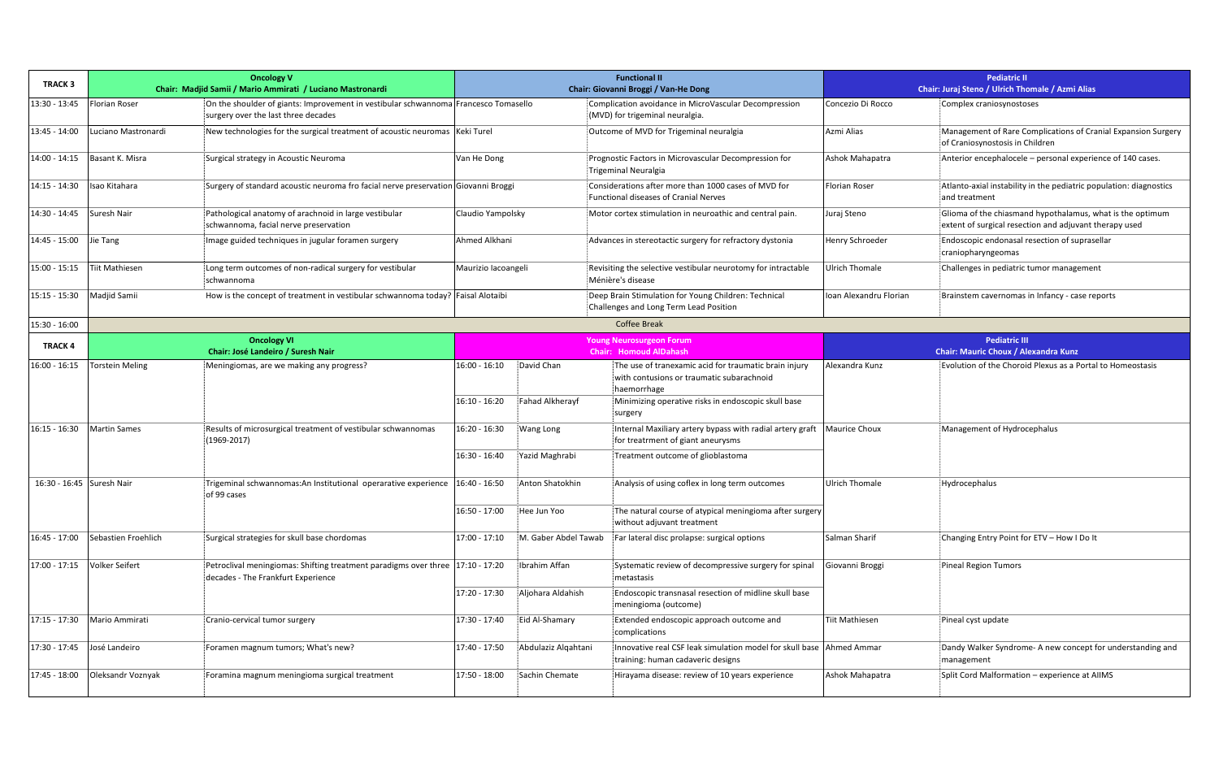| TRACK 3 | Oncology V<br>Chair: Madjid Samii / Mario Ammirati / Luciano Mastronardi | | Functional II<br>Chair: Giovanni Broggi / Van-He Dong | | | Pediatric II<br>Chair: Juraj Steno / Ulrich Thomale / Azmi Alias | |
|---|---|---|---|---|---|---|---|
| 13:30 - 13:45 | Florian Roser | On the shoulder of giants: Improvement in vestibular schwannoma surgery over the last three decades | Francesco Tomasello | | Complication avoidance in MicroVascular Decompression (MVD) for trigeminal neuralgia. | Concezio Di Rocco | Complex craniosynostoses |
| 13:45 - 14:00 | Luciano Mastronardi | New technologies for the surgical treatment of acoustic neuromas | Keki Turel | | Outcome of MVD for Trigeminal neuralgia | Azmi Alias | Management of Rare Complications of Cranial Expansion Surgery of Craniosynostosis in Children |
| 14:00 - 14:15 | Basant K. Misra | Surgical strategy in Acoustic Neuroma | Van He Dong | | Prognostic Factors in Microvascular Decompression for Trigeminal Neuralgia | Ashok Mahapatra | Anterior encephalocele – personal experience of 140 cases. |
| 14:15 - 14:30 | Isao Kitahara | Surgery of standard acoustic neuroma fro facial nerve preservation | Giovanni Broggi | | Considerations after more than 1000 cases of MVD for Functional diseases of Cranial Nerves | Florian Roser | Atlanto-axial instability in the pediatric population: diagnostics and treatment |
| 14:30 - 14:45 | Suresh Nair | Pathological anatomy of arachnoid in large vestibular schwannoma, facial nerve preservation | Claudio Yampolsky | | Motor cortex stimulation in neuroathic and central pain. | Juraj Steno | Glioma of the chiasmand hypothalamus, what is the optimum extent of surgical resection and adjuvant therapy used |
| 14:45 - 15:00 | Jie Tang | Image guided techniques in jugular foramen surgery | Ahmed Alkhani | | Advances in stereotactic surgery for refractory dystonia | Henry Schroeder | Endoscopic endonasal resection of suprasellar craniopharyngeomas |
| 15:00 - 15:15 | Tiit Mathiesen | Long term outcomes of non-radical surgery for vestibular schwannoma | Maurizio Iacoangeli | | Revisiting the selective vestibular neurotomy for intractable Ménière's disease | Ulrich Thomale | Challenges in pediatric tumor management |
| 15:15 - 15:30 | Madjid Samii | How is the concept of treatment in vestibular schwannoma today? | Faisal Alotaibi | | Deep Brain Stimulation for Young Children: Technical Challenges and Long Term Lead Position | Ioan Alexandru Florian | Brainstem cavernomas in Infancy - case reports |
| 15:30 - 16:00 | Coffee Break | | | | | | |
| TRACK 4 | Oncology VI<br>Chair: José Landeiro / Suresh Nair | | Young Neurosurgeon Forum<br>Chair: Homoud AlDahash | | | Pediatric III<br>Chair: Mauric Choux / Alexandra Kunz | |
| 16:00 - 16:15 | Torstein Meling | Meningiomas, are we making any progress? | 16:00 - 16:10 | David Chan | The use of tranexamic acid for traumatic brain injury with contusions or traumatic subarachnoid haemorrhage | Alexandra Kunz | Evolution of the Choroid Plexus as a Portal to Homeostasis |
| | | | 16:10 - 16:20 | Fahad Alkherayf | Minimizing operative risks in endoscopic skull base surgery | | |
| 16:15 - 16:30 | Martin Sames | Results of microsurgical treatment of vestibular schwannomas (1969-2017) | 16:20 - 16:30 | Wang Long | Internal Maxiliary artery bypass with radial artery graft for treatrment of giant aneurysms | Maurice Choux | Management of Hydrocephalus |
| | | | 16:30 - 16:40 | Yazid Maghrabi | Treatment outcome of glioblastoma | | |
| 16:30 - 16:45 | Suresh Nair | Trigeminal schwannomas:An Institutional operarative experience of 99 cases | 16:40 - 16:50 | Anton Shatokhin | Analysis of using coflex in long term outcomes | Ulrich Thomale | Hydrocephalus |
| | | | 16:50 - 17:00 | Hee Jun Yoo | The natural course of atypical meningioma after surgery without adjuvant treatment | | |
| 16:45 - 17:00 | Sebastien Froehlich | Surgical strategies for skull base chordomas | 17:00 - 17:10 | M. Gaber Abdel Tawab | Far lateral disc prolapse: surgical options | Salman Sharif | Changing Entry Point for ETV – How I Do It |
| 17:00 - 17:15 | Volker Seifert | Petroclival meningiomas: Shifting treatment paradigms over three decades - The Frankfurt Experience | 17:10 - 17:20 | Ibrahim Affan | Systematic review of decompressive surgery for spinal metastasis | Giovanni Broggi | Pineal Region Tumors |
| | | | 17:20 - 17:30 | Aljohara Aldahish | Endoscopic transnasal resection of midline skull base meningioma (outcome) | | |
| 17:15 - 17:30 | Mario Ammirati | Cranio-cervical tumor surgery | 17:30 - 17:40 | Eid Al-Shamary | Extended endoscopic approach outcome and complications | Tiit Mathiesen | Pineal cyst update |
| 17:30 - 17:45 | José Landeiro | Foramen magnum tumors; What's new? | 17:40 - 17:50 | Abdulaziz Alqahtani | Innovative real CSF leak simulation model for skull base training: human cadaveric designs | Ahmed Ammar | Dandy Walker Syndrome- A new concept for understanding and management |
| 17:45 - 18:00 | Oleksandr Voznyak | Foramina magnum meningioma surgical treatment | 17:50 - 18:00 | Sachin Chemate | Hirayama disease: review of 10 years experience | Ashok Mahapatra | Split Cord Malformation – experience at AIIMS |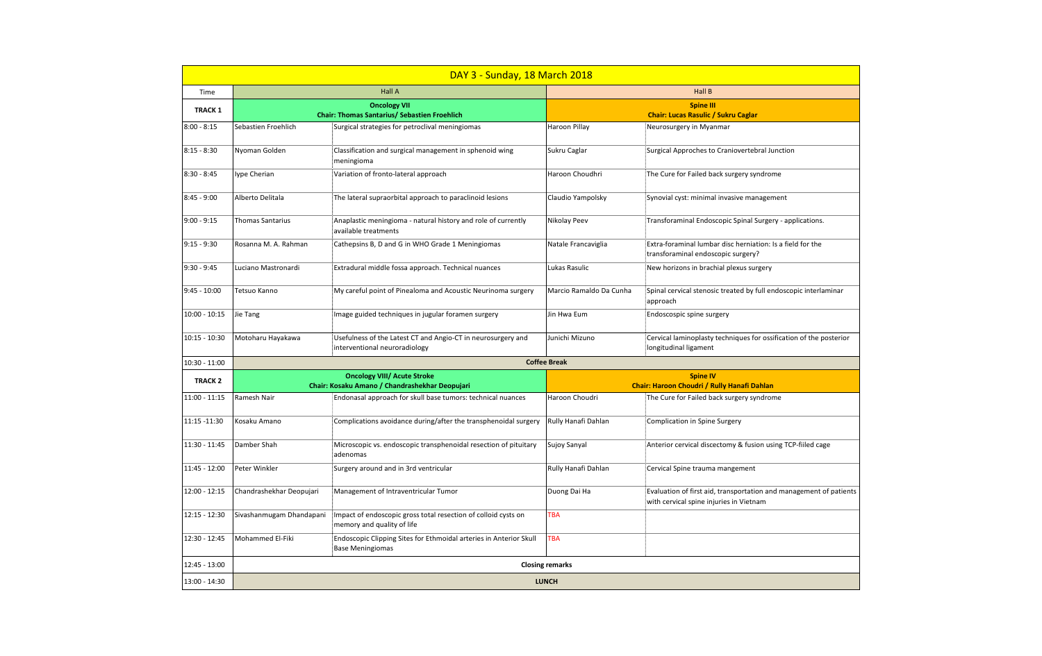| DAY 3 - Sunday, 18 March 2018 | | | | |
|---|---|---|---|---|
| Time | Hall A | | Hall B | |
| **TRACK 1** | **Oncology VII**<br>**Chair: Thomas Santarius/ Sebastien Froehlich** | | **Spine III**<br>**Chair: Lucas Rasulic / Sukru Caglar** | |
| 8:00 - 8:15 | Sebastien Froehlich | Surgical strategies for petroclival meningiomas | Haroon Pillay | Neurosurgery in Myanmar |
| 8:15 - 8:30 | Nyoman Golden | Classification and surgical management in sphenoid wing meningioma | Sukru Caglar | Surgical Approches to Craniovertebral Junction |
| 8:30 - 8:45 | Iype Cherian | Variation of fronto-lateral approach | Haroon Choudhri | The Cure for Failed back surgery syndrome |
| 8:45 - 9:00 | Alberto Delitala | The lateral supraorbital approach to paraclinoid lesions | Claudio Yampolsky | Synovial cyst: minimal invasive management |
| 9:00 - 9:15 | Thomas Santarius | Anaplastic meningioma - natural history and role of currently available treatments | Nikolay Peev | Transforaminal Endoscopic Spinal Surgery - applications. |
| 9:15 - 9:30 | Rosanna M. A. Rahman | Cathepsins B, D and G in WHO Grade 1 Meningiomas | Natale Francaviglia | Extra-foraminal lumbar disc herniation: Is a field for the transforaminal endoscopic surgery? |
| 9:30 - 9:45 | Luciano Mastronardi | Extradural middle fossa approach. Technical nuances | Lukas Rasulic | New horizons in brachial plexus surgery |
| 9:45 - 10:00 | Tetsuo Kanno | My careful point of Pinealoma and Acoustic Neurinoma surgery | Marcio Ramaldo Da Cunha | Spinal cervical stenosic treated by full endoscopic interlaminar approach |
| 10:00 - 10:15 | Jie Tang | Image guided techniques in jugular foramen surgery | Jin Hwa Eum | Endoscospic spine surgery |
| 10:15 - 10:30 | Motoharu Hayakawa | Usefulness of the Latest CT and Angio-CT in neurosurgery and interventional neuroradiology | Junichi Mizuno | Cervical laminoplasty techniques for ossification of the posterior longitudinal ligament |
| 10:30 - 11:00 | **Coffee Break** | | | |
| **TRACK 2** | **Oncology VIII/ Acute Stroke**<br>**Chair: Kosaku Amano / Chandrashekhar Deopujari** | | **Spine IV**<br>**Chair: Haroon Choudri / Rully Hanafi Dahlan** | |
| 11:00 - 11:15 | Ramesh Nair | Endonasal approach for skull base tumors: technical nuances | Haroon Choudri | The Cure for Failed back surgery syndrome |
| 11:15 -11:30 | Kosaku Amano | Complications avoidance during/after the transphenoidal surgery | Rully Hanafi Dahlan | Complication in Spine Surgery |
| 11:30 - 11:45 | Damber Shah | Microscopic vs. endoscopic transphenoidal resection of pituitary adenomas | Sujoy Sanyal | Anterior cervical discectomy & fusion using TCP-fiiled cage |
| 11:45 - 12:00 | Peter Winkler | Surgery around and in 3rd ventricular | Rully Hanafi Dahlan | Cervical Spine trauma mangement |
| 12:00 - 12:15 | Chandrashekhar Deopujari | Management of Intraventricular Tumor | Duong Dai Ha | Evaluation of first aid, transportation and management of patients with cervical spine injuries in Vietnam |
| 12:15 - 12:30 | Sivashanmugam Dhandapani | Impact of endoscopic gross total resection of colloid cysts on memory and quality of life | TBA | |
| 12:30 - 12:45 | Mohammed El-Fiki | Endoscopic Clipping Sites for Ethmoidal arteries in Anterior Skull Base Meningiomas | TBA | |
| 12:45 - 13:00 | **Closing remarks** | | | |
| 13:00 - 14:30 | **LUNCH** | | | |